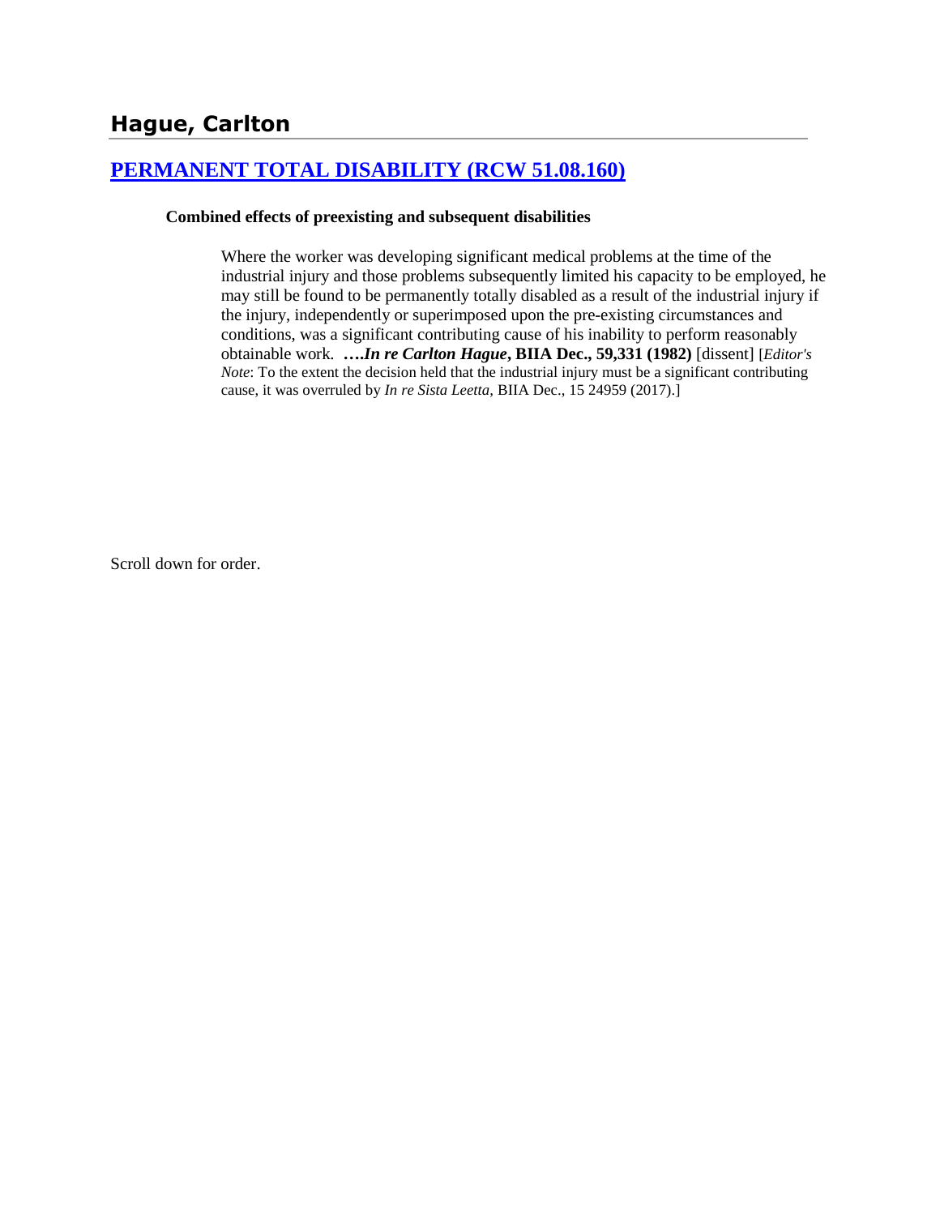## Hague, Carlton

### [PERMANENT TOTAL DISABILITY (RCW 51.08.160)]

**Combined effects of preexisting and subsequent disabilities**

> Where the worker was developing significant medical problems at the time of the industrial injury and those problems subsequently limited his capacity to be employed, he may still be found to be permanently totally disabled as a result of the industrial injury if the injury, independently or superimposed upon the pre-existing circumstances and conditions, was a significant contributing cause of his inability to perform reasonably obtainable work. **….*In re Carlton Hague*, BIIA Dec., 59,331 (1982)** [dissent] [*Editor's Note*: To the extent the decision held that the industrial injury must be a significant contributing cause, it was overruled by *In re Sista Leetta,* BIIA Dec., 15 24959 (2017).]

Scroll down for order.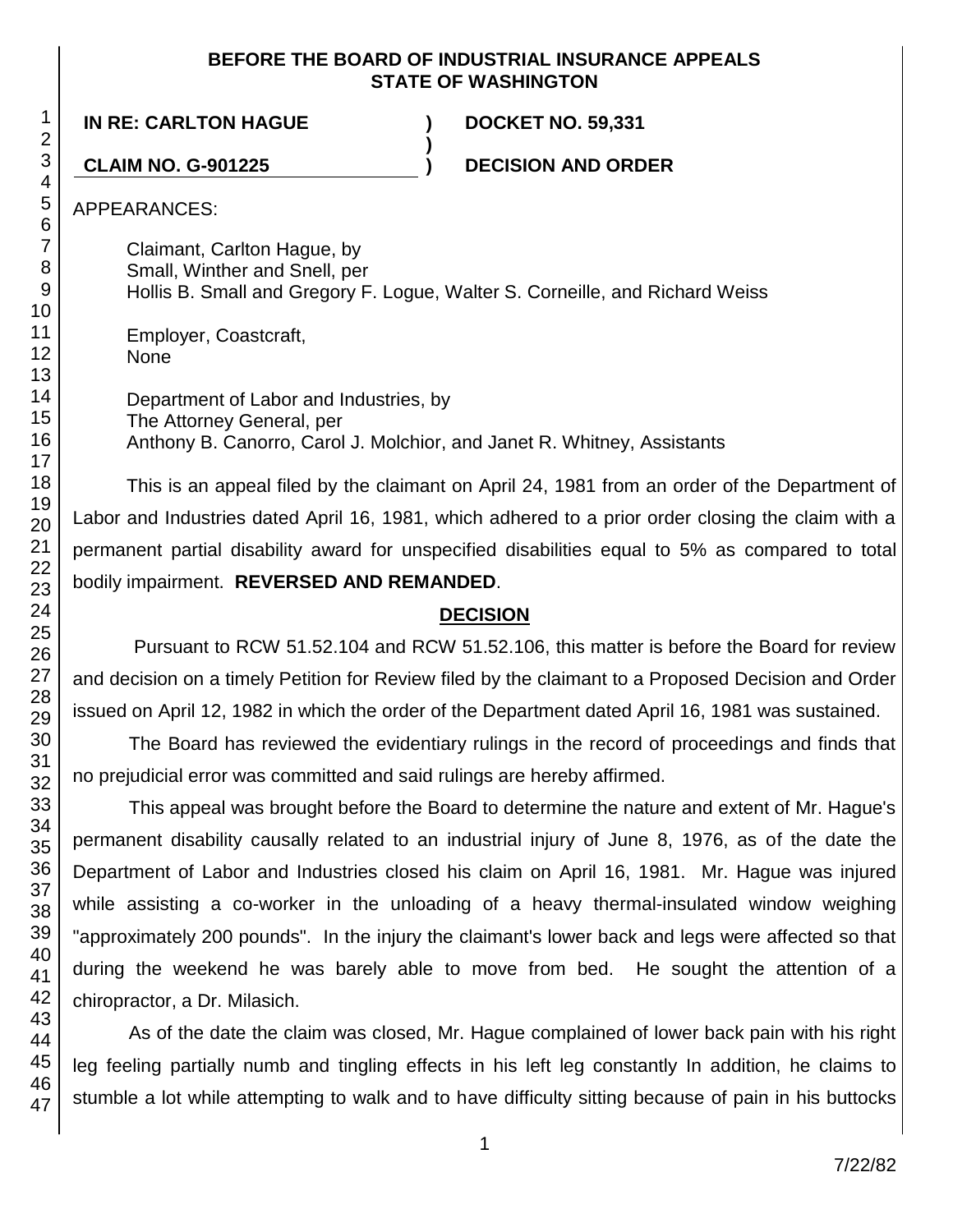**BEFORE THE BOARD OF INDUSTRIAL INSURANCE APPEALS STATE OF WASHINGTON**

**IN RE: CARLTON HAGUE** ) **DOCKET NO. 59,331**
)
**CLAIM NO. G-901225** ) **DECISION AND ORDER**

APPEARANCES:

Claimant, Carlton Hague, by
Small, Winther and Snell, per
Hollis B. Small and Gregory F. Logue, Walter S. Corneille, and Richard Weiss

Employer, Coastcraft,
None

Department of Labor and Industries, by
The Attorney General, per
Anthony B. Canorro, Carol J. Molchior, and Janet R. Whitney, Assistants

This is an appeal filed by the claimant on April 24, 1981 from an order of the Department of Labor and Industries dated April 16, 1981, which adhered to a prior order closing the claim with a permanent partial disability award for unspecified disabilities equal to 5% as compared to total bodily impairment. **REVERSED AND REMANDED**.

## DECISION

Pursuant to RCW 51.52.104 and RCW 51.52.106, this matter is before the Board for review and decision on a timely Petition for Review filed by the claimant to a Proposed Decision and Order issued on April 12, 1982 in which the order of the Department dated April 16, 1981 was sustained.

The Board has reviewed the evidentiary rulings in the record of proceedings and finds that no prejudicial error was committed and said rulings are hereby affirmed.

This appeal was brought before the Board to determine the nature and extent of Mr. Hague's permanent disability causally related to an industrial injury of June 8, 1976, as of the date the Department of Labor and Industries closed his claim on April 16, 1981. Mr. Hague was injured while assisting a co-worker in the unloading of a heavy thermal-insulated window weighing "approximately 200 pounds". In the injury the claimant's lower back and legs were affected so that during the weekend he was barely able to move from bed. He sought the attention of a chiropractor, a Dr. Milasich.

As of the date the claim was closed, Mr. Hague complained of lower back pain with his right leg feeling partially numb and tingling effects in his left leg constantly In addition, he claims to stumble a lot while attempting to walk and to have difficulty sitting because of pain in his buttocks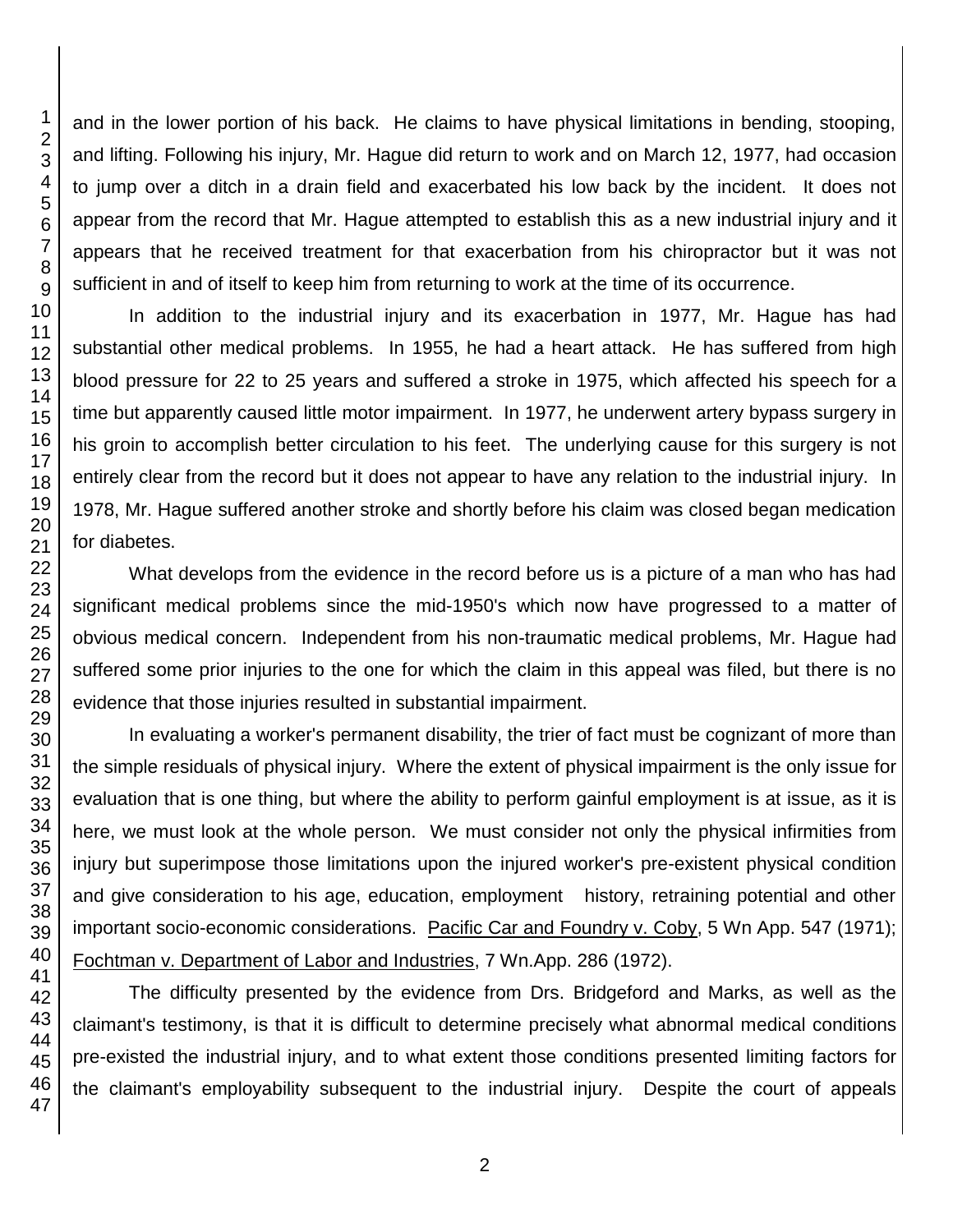and in the lower portion of his back. He claims to have physical limitations in bending, stooping, and lifting. Following his injury, Mr. Hague did return to work and on March 12, 1977, had occasion to jump over a ditch in a drain field and exacerbated his low back by the incident. It does not appear from the record that Mr. Hague attempted to establish this as a new industrial injury and it appears that he received treatment for that exacerbation from his chiropractor but it was not sufficient in and of itself to keep him from returning to work at the time of its occurrence.

In addition to the industrial injury and its exacerbation in 1977, Mr. Hague has had substantial other medical problems. In 1955, he had a heart attack. He has suffered from high blood pressure for 22 to 25 years and suffered a stroke in 1975, which affected his speech for a time but apparently caused little motor impairment. In 1977, he underwent artery bypass surgery in his groin to accomplish better circulation to his feet. The underlying cause for this surgery is not entirely clear from the record but it does not appear to have any relation to the industrial injury. In 1978, Mr. Hague suffered another stroke and shortly before his claim was closed began medication for diabetes.

What develops from the evidence in the record before us is a picture of a man who has had significant medical problems since the mid-1950's which now have progressed to a matter of obvious medical concern. Independent from his non-traumatic medical problems, Mr. Hague had suffered some prior injuries to the one for which the claim in this appeal was filed, but there is no evidence that those injuries resulted in substantial impairment.

In evaluating a worker's permanent disability, the trier of fact must be cognizant of more than the simple residuals of physical injury. Where the extent of physical impairment is the only issue for evaluation that is one thing, but where the ability to perform gainful employment is at issue, as it is here, we must look at the whole person. We must consider not only the physical infirmities from injury but superimpose those limitations upon the injured worker's pre-existent physical condition and give consideration to his age, education, employment history, retraining potential and other important socio-economic considerations. Pacific Car and Foundry v. Coby, 5 Wn App. 547 (1971); Fochtman v. Department of Labor and Industries, 7 Wn.App. 286 (1972).

The difficulty presented by the evidence from Drs. Bridgeford and Marks, as well as the claimant's testimony, is that it is difficult to determine precisely what abnormal medical conditions pre-existed the industrial injury, and to what extent those conditions presented limiting factors for the claimant's employability subsequent to the industrial injury. Despite the court of appeals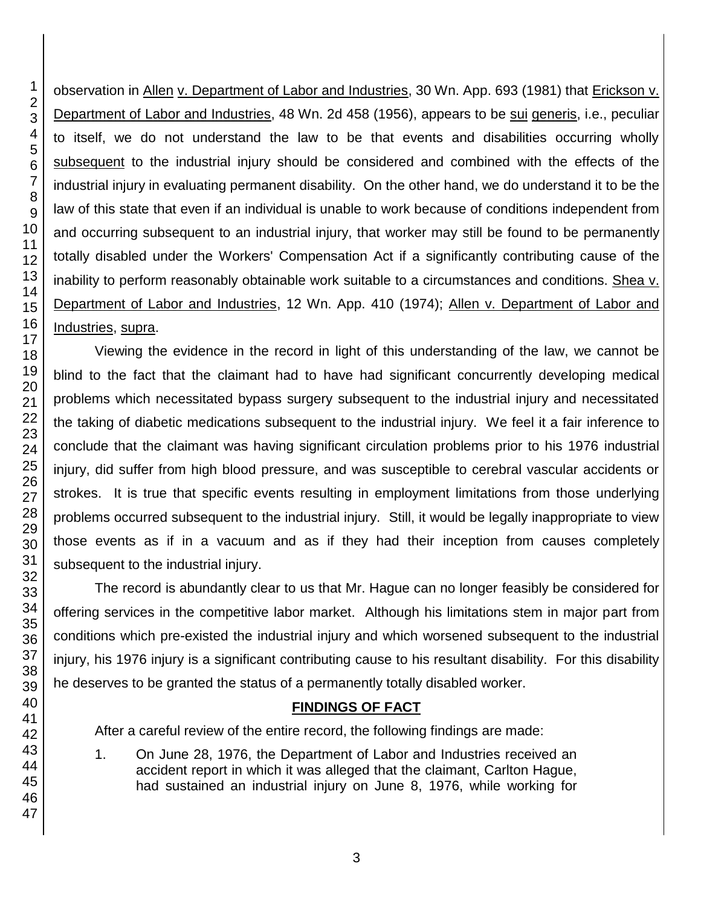observation in Allen v. Department of Labor and Industries, 30 Wn. App. 693 (1981) that Erickson v. Department of Labor and Industries, 48 Wn. 2d 458 (1956), appears to be sui generis, i.e., peculiar to itself, we do not understand the law to be that events and disabilities occurring wholly subsequent to the industrial injury should be considered and combined with the effects of the industrial injury in evaluating permanent disability. On the other hand, we do understand it to be the law of this state that even if an individual is unable to work because of conditions independent from and occurring subsequent to an industrial injury, that worker may still be found to be permanently totally disabled under the Workers' Compensation Act if a significantly contributing cause of the inability to perform reasonably obtainable work suitable to a circumstances and conditions. Shea v. Department of Labor and Industries, 12 Wn. App. 410 (1974); Allen v. Department of Labor and Industries, supra.

Viewing the evidence in the record in light of this understanding of the law, we cannot be blind to the fact that the claimant had to have had significant concurrently developing medical problems which necessitated bypass surgery subsequent to the industrial injury and necessitated the taking of diabetic medications subsequent to the industrial injury. We feel it a fair inference to conclude that the claimant was having significant circulation problems prior to his 1976 industrial injury, did suffer from high blood pressure, and was susceptible to cerebral vascular accidents or strokes. It is true that specific events resulting in employment limitations from those underlying problems occurred subsequent to the industrial injury. Still, it would be legally inappropriate to view those events as if in a vacuum and as if they had their inception from causes completely subsequent to the industrial injury.

The record is abundantly clear to us that Mr. Hague can no longer feasibly be considered for offering services in the competitive labor market. Although his limitations stem in major part from conditions which pre-existed the industrial injury and which worsened subsequent to the industrial injury, his 1976 injury is a significant contributing cause to his resultant disability. For this disability he deserves to be granted the status of a permanently totally disabled worker.

## FINDINGS OF FACT

After a careful review of the entire record, the following findings are made:

1. On June 28, 1976, the Department of Labor and Industries received an accident report in which it was alleged that the claimant, Carlton Hague, had sustained an industrial injury on June 8, 1976, while working for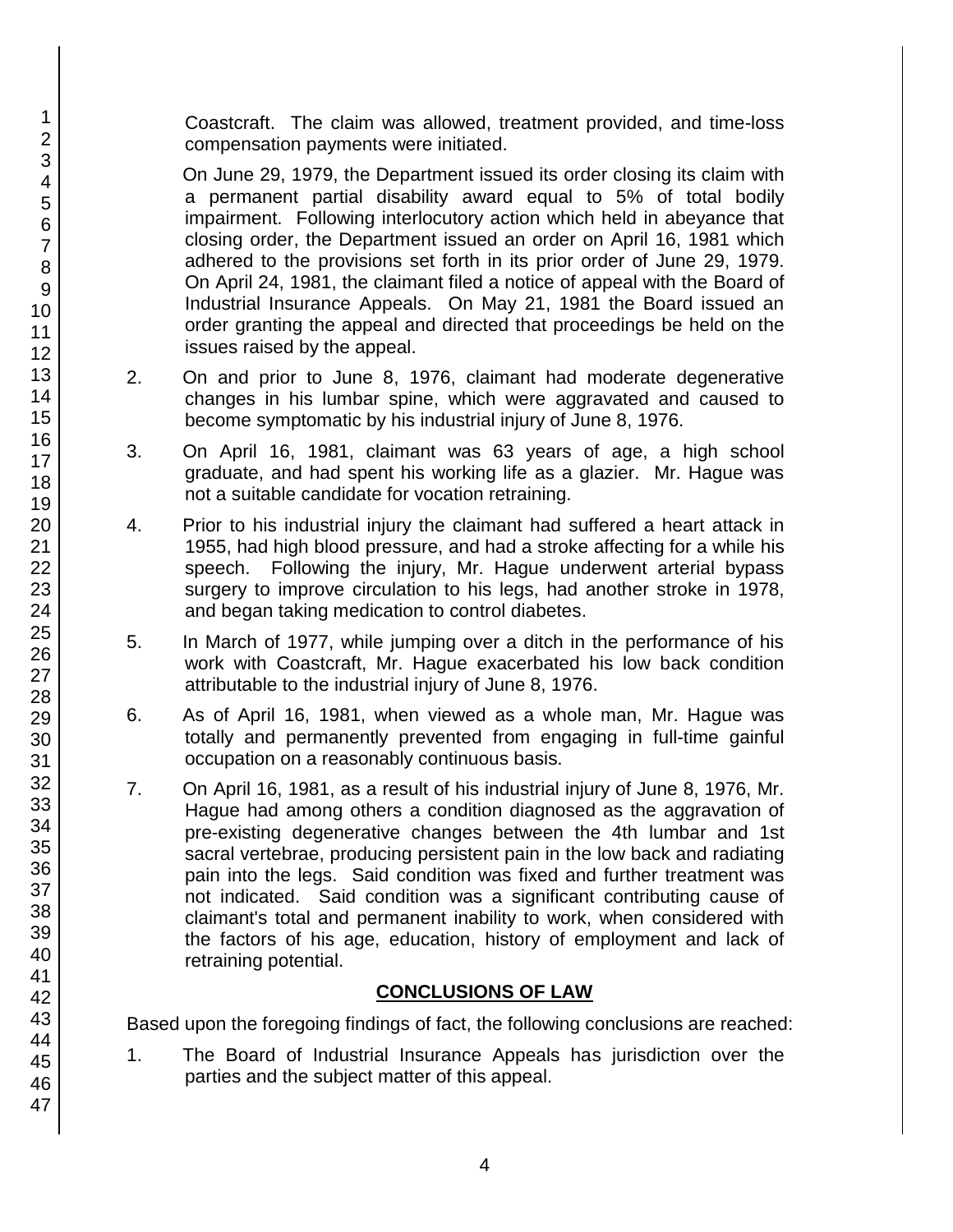Coastcraft. The claim was allowed, treatment provided, and time-loss compensation payments were initiated.

On June 29, 1979, the Department issued its order closing its claim with a permanent partial disability award equal to 5% of total bodily impairment. Following interlocutory action which held in abeyance that closing order, the Department issued an order on April 16, 1981 which adhered to the provisions set forth in its prior order of June 29, 1979. On April 24, 1981, the claimant filed a notice of appeal with the Board of Industrial Insurance Appeals. On May 21, 1981 the Board issued an order granting the appeal and directed that proceedings be held on the issues raised by the appeal.

2. On and prior to June 8, 1976, claimant had moderate degenerative changes in his lumbar spine, which were aggravated and caused to become symptomatic by his industrial injury of June 8, 1976.

3. On April 16, 1981, claimant was 63 years of age, a high school graduate, and had spent his working life as a glazier. Mr. Hague was not a suitable candidate for vocation retraining.

4. Prior to his industrial injury the claimant had suffered a heart attack in 1955, had high blood pressure, and had a stroke affecting for a while his speech. Following the injury, Mr. Hague underwent arterial bypass surgery to improve circulation to his legs, had another stroke in 1978, and began taking medication to control diabetes.

5. In March of 1977, while jumping over a ditch in the performance of his work with Coastcraft, Mr. Hague exacerbated his low back condition attributable to the industrial injury of June 8, 1976.

6. As of April 16, 1981, when viewed as a whole man, Mr. Hague was totally and permanently prevented from engaging in full-time gainful occupation on a reasonably continuous basis.

7. On April 16, 1981, as a result of his industrial injury of June 8, 1976, Mr. Hague had among others a condition diagnosed as the aggravation of pre-existing degenerative changes between the 4th lumbar and 1st sacral vertebrae, producing persistent pain in the low back and radiating pain into the legs. Said condition was fixed and further treatment was not indicated. Said condition was a significant contributing cause of claimant's total and permanent inability to work, when considered with the factors of his age, education, history of employment and lack of retraining potential.

## CONCLUSIONS OF LAW

Based upon the foregoing findings of fact, the following conclusions are reached:

1. The Board of Industrial Insurance Appeals has jurisdiction over the parties and the subject matter of this appeal.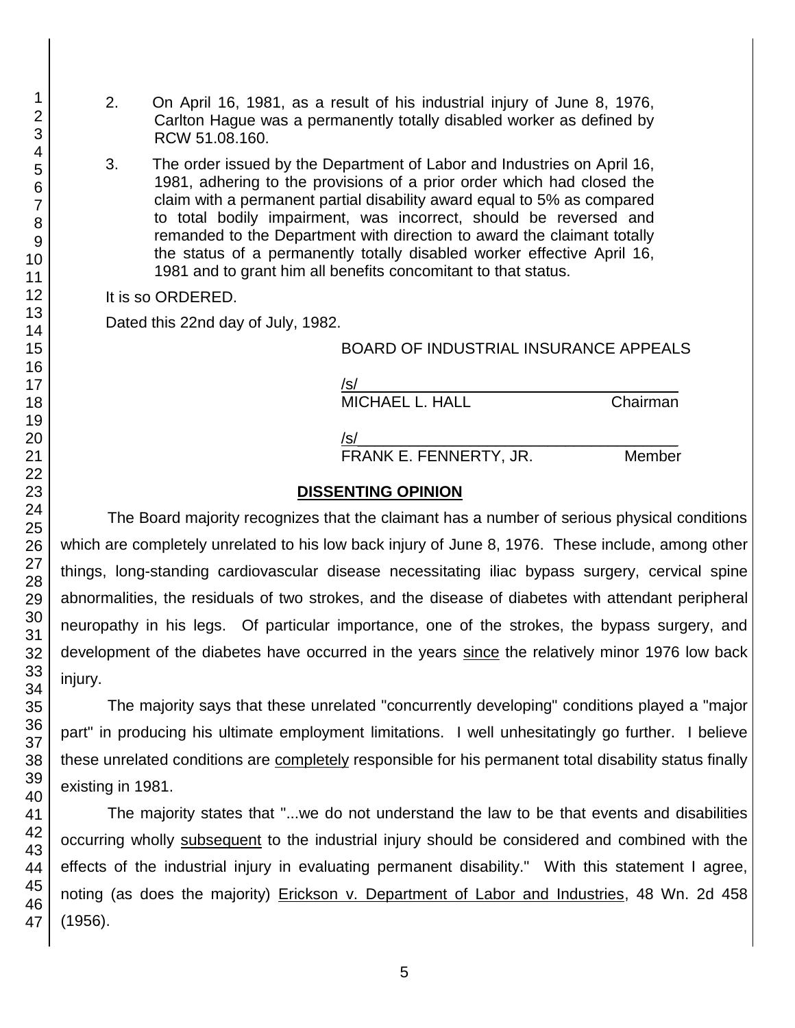2. On April 16, 1981, as a result of his industrial injury of June 8, 1976, Carlton Hague was a permanently totally disabled worker as defined by RCW 51.08.160.

3. The order issued by the Department of Labor and Industries on April 16, 1981, adhering to the provisions of a prior order which had closed the claim with a permanent partial disability award equal to 5% as compared to total bodily impairment, was incorrect, should be reversed and remanded to the Department with direction to award the claimant totally the status of a permanently totally disabled worker effective April 16, 1981 and to grant him all benefits concomitant to that status.

It is so ORDERED.

Dated this 22nd day of July, 1982.

BOARD OF INDUSTRIAL INSURANCE APPEALS

/s/
MICHAEL L. HALL Chairman

/s/
FRANK E. FENNERTY, JR. Member

## DISSENTING OPINION

The Board majority recognizes that the claimant has a number of serious physical conditions which are completely unrelated to his low back injury of June 8, 1976. These include, among other things, long-standing cardiovascular disease necessitating iliac bypass surgery, cervical spine abnormalities, the residuals of two strokes, and the disease of diabetes with attendant peripheral neuropathy in his legs. Of particular importance, one of the strokes, the bypass surgery, and development of the diabetes have occurred in the years since the relatively minor 1976 low back injury.

The majority says that these unrelated "concurrently developing" conditions played a "major part" in producing his ultimate employment limitations. I well unhesitatingly go further. I believe these unrelated conditions are completely responsible for his permanent total disability status finally existing in 1981.

The majority states that "...we do not understand the law to be that events and disabilities occurring wholly subsequent to the industrial injury should be considered and combined with the effects of the industrial injury in evaluating permanent disability." With this statement I agree, noting (as does the majority) Erickson v. Department of Labor and Industries, 48 Wn. 2d 458 (1956).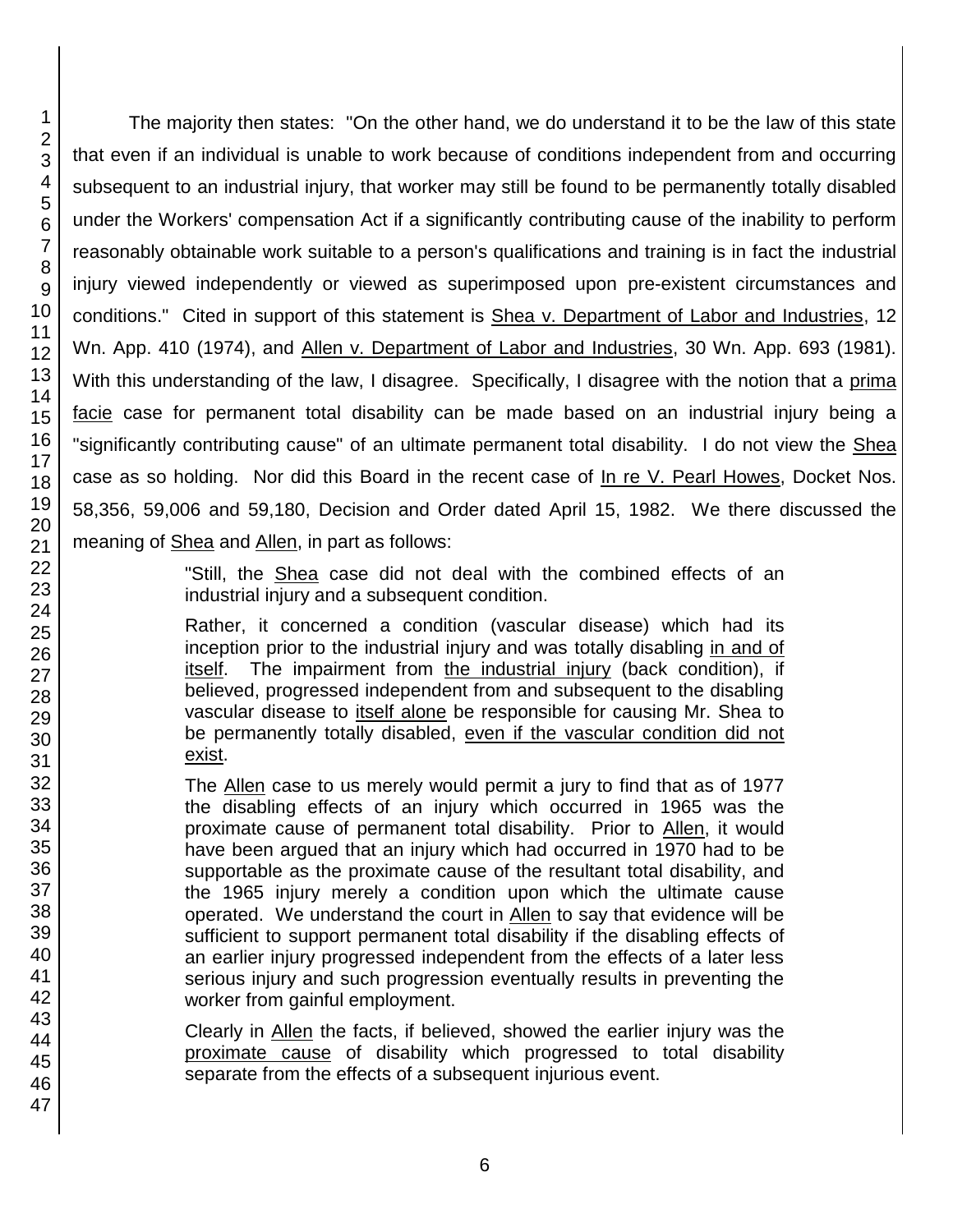The majority then states: "On the other hand, we do understand it to be the law of this state that even if an individual is unable to work because of conditions independent from and occurring subsequent to an industrial injury, that worker may still be found to be permanently totally disabled under the Workers' compensation Act if a significantly contributing cause of the inability to perform reasonably obtainable work suitable to a person's qualifications and training is in fact the industrial injury viewed independently or viewed as superimposed upon pre-existent circumstances and conditions." Cited in support of this statement is Shea v. Department of Labor and Industries, 12 Wn. App. 410 (1974), and Allen v. Department of Labor and Industries, 30 Wn. App. 693 (1981). With this understanding of the law, I disagree. Specifically, I disagree with the notion that a prima facie case for permanent total disability can be made based on an industrial injury being a "significantly contributing cause" of an ultimate permanent total disability. I do not view the Shea case as so holding. Nor did this Board in the recent case of In re V. Pearl Howes, Docket Nos. 58,356, 59,006 and 59,180, Decision and Order dated April 15, 1982. We there discussed the meaning of Shea and Allen, in part as follows:

> "Still, the Shea case did not deal with the combined effects of an industrial injury and a subsequent condition.
>
> Rather, it concerned a condition (vascular disease) which had its inception prior to the industrial injury and was totally disabling in and of itself. The impairment from the industrial injury (back condition), if believed, progressed independent from and subsequent to the disabling vascular disease to itself alone be responsible for causing Mr. Shea to be permanently totally disabled, even if the vascular condition did not exist.
>
> The Allen case to us merely would permit a jury to find that as of 1977 the disabling effects of an injury which occurred in 1965 was the proximate cause of permanent total disability. Prior to Allen, it would have been argued that an injury which had occurred in 1970 had to be supportable as the proximate cause of the resultant total disability, and the 1965 injury merely a condition upon which the ultimate cause operated. We understand the court in Allen to say that evidence will be sufficient to support permanent total disability if the disabling effects of an earlier injury progressed independent from the effects of a later less serious injury and such progression eventually results in preventing the worker from gainful employment.
>
> Clearly in Allen the facts, if believed, showed the earlier injury was the proximate cause of disability which progressed to total disability separate from the effects of a subsequent injurious event.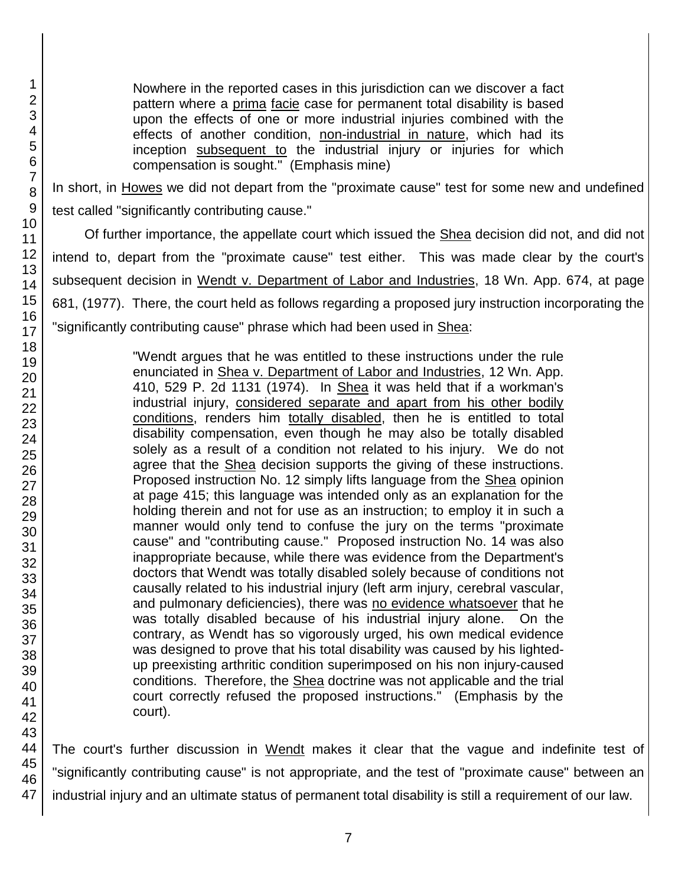> Nowhere in the reported cases in this jurisdiction can we discover a fact pattern where a prima facie case for permanent total disability is based upon the effects of one or more industrial injuries combined with the effects of another condition, non-industrial in nature, which had its inception subsequent to the industrial injury or injuries for which compensation is sought." (Emphasis mine)

In short, in Howes we did not depart from the "proximate cause" test for some new and undefined test called "significantly contributing cause."

Of further importance, the appellate court which issued the Shea decision did not, and did not intend to, depart from the "proximate cause" test either. This was made clear by the court's subsequent decision in Wendt v. Department of Labor and Industries, 18 Wn. App. 674, at page 681, (1977). There, the court held as follows regarding a proposed jury instruction incorporating the "significantly contributing cause" phrase which had been used in Shea:

> "Wendt argues that he was entitled to these instructions under the rule enunciated in Shea v. Department of Labor and Industries, 12 Wn. App. 410, 529 P. 2d 1131 (1974). In Shea it was held that if a workman's industrial injury, considered separate and apart from his other bodily conditions, renders him totally disabled, then he is entitled to total disability compensation, even though he may also be totally disabled solely as a result of a condition not related to his injury. We do not agree that the Shea decision supports the giving of these instructions. Proposed instruction No. 12 simply lifts language from the Shea opinion at page 415; this language was intended only as an explanation for the holding therein and not for use as an instruction; to employ it in such a manner would only tend to confuse the jury on the terms "proximate cause" and "contributing cause." Proposed instruction No. 14 was also inappropriate because, while there was evidence from the Department's doctors that Wendt was totally disabled solely because of conditions not causally related to his industrial injury (left arm injury, cerebral vascular, and pulmonary deficiencies), there was no evidence whatsoever that he was totally disabled because of his industrial injury alone. On the contrary, as Wendt has so vigorously urged, his own medical evidence was designed to prove that his total disability was caused by his lighted-up preexisting arthritic condition superimposed on his non injury-caused conditions. Therefore, the Shea doctrine was not applicable and the trial court correctly refused the proposed instructions." (Emphasis by the court).

The court's further discussion in Wendt makes it clear that the vague and indefinite test of "significantly contributing cause" is not appropriate, and the test of "proximate cause" between an industrial injury and an ultimate status of permanent total disability is still a requirement of our law.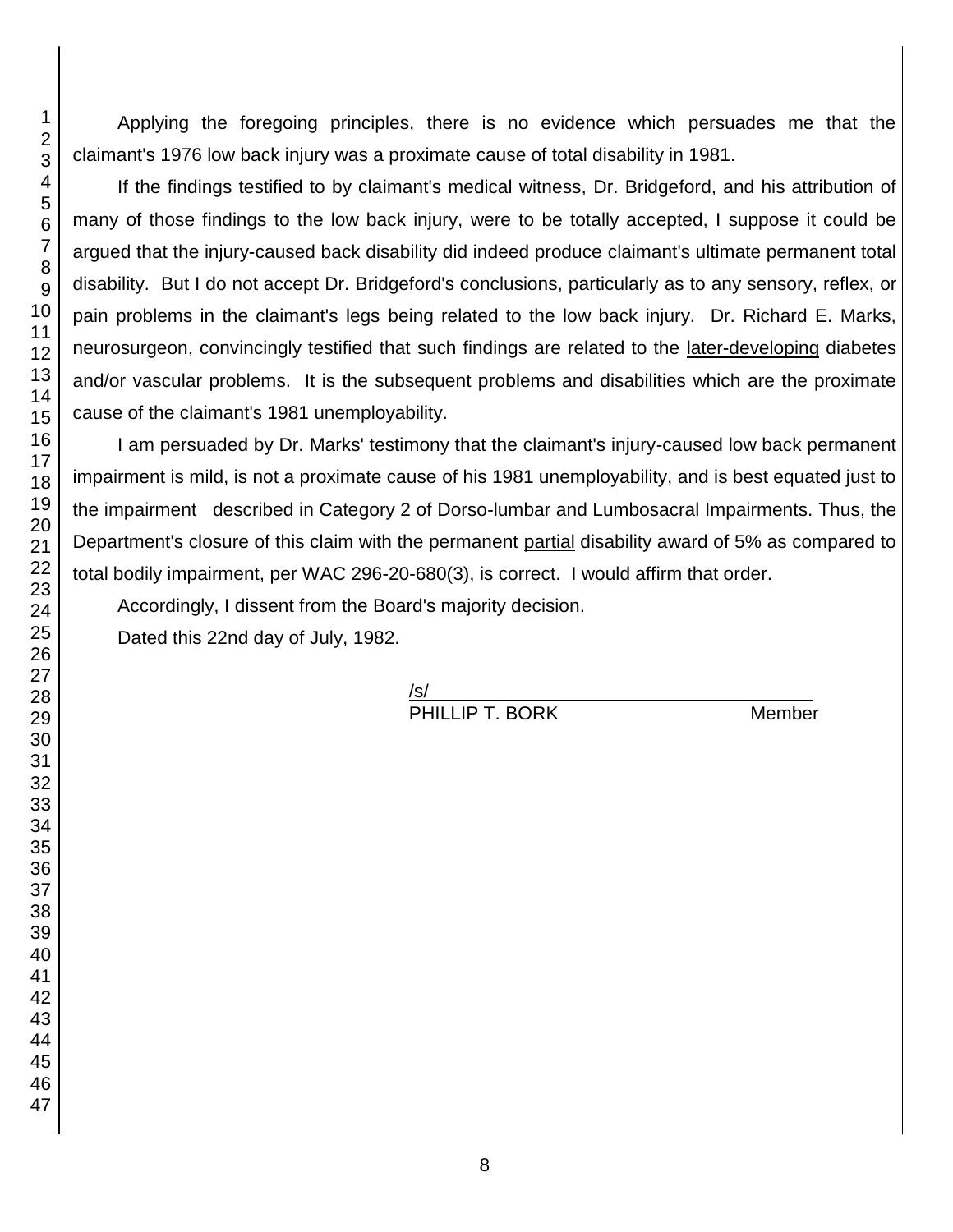Applying the foregoing principles, there is no evidence which persuades me that the claimant's 1976 low back injury was a proximate cause of total disability in 1981.

If the findings testified to by claimant's medical witness, Dr. Bridgeford, and his attribution of many of those findings to the low back injury, were to be totally accepted, I suppose it could be argued that the injury-caused back disability did indeed produce claimant's ultimate permanent total disability. But I do not accept Dr. Bridgeford's conclusions, particularly as to any sensory, reflex, or pain problems in the claimant's legs being related to the low back injury. Dr. Richard E. Marks, neurosurgeon, convincingly testified that such findings are related to the later-developing diabetes and/or vascular problems. It is the subsequent problems and disabilities which are the proximate cause of the claimant's 1981 unemployability.

I am persuaded by Dr. Marks' testimony that the claimant's injury-caused low back permanent impairment is mild, is not a proximate cause of his 1981 unemployability, and is best equated just to the impairment described in Category 2 of Dorso-lumbar and Lumbosacral Impairments. Thus, the Department's closure of this claim with the permanent partial disability award of 5% as compared to total bodily impairment, per WAC 296-20-680(3), is correct. I would affirm that order.

Accordingly, I dissent from the Board's majority decision.

Dated this 22nd day of July, 1982.

/s/
PHILLIP T. BORK Member